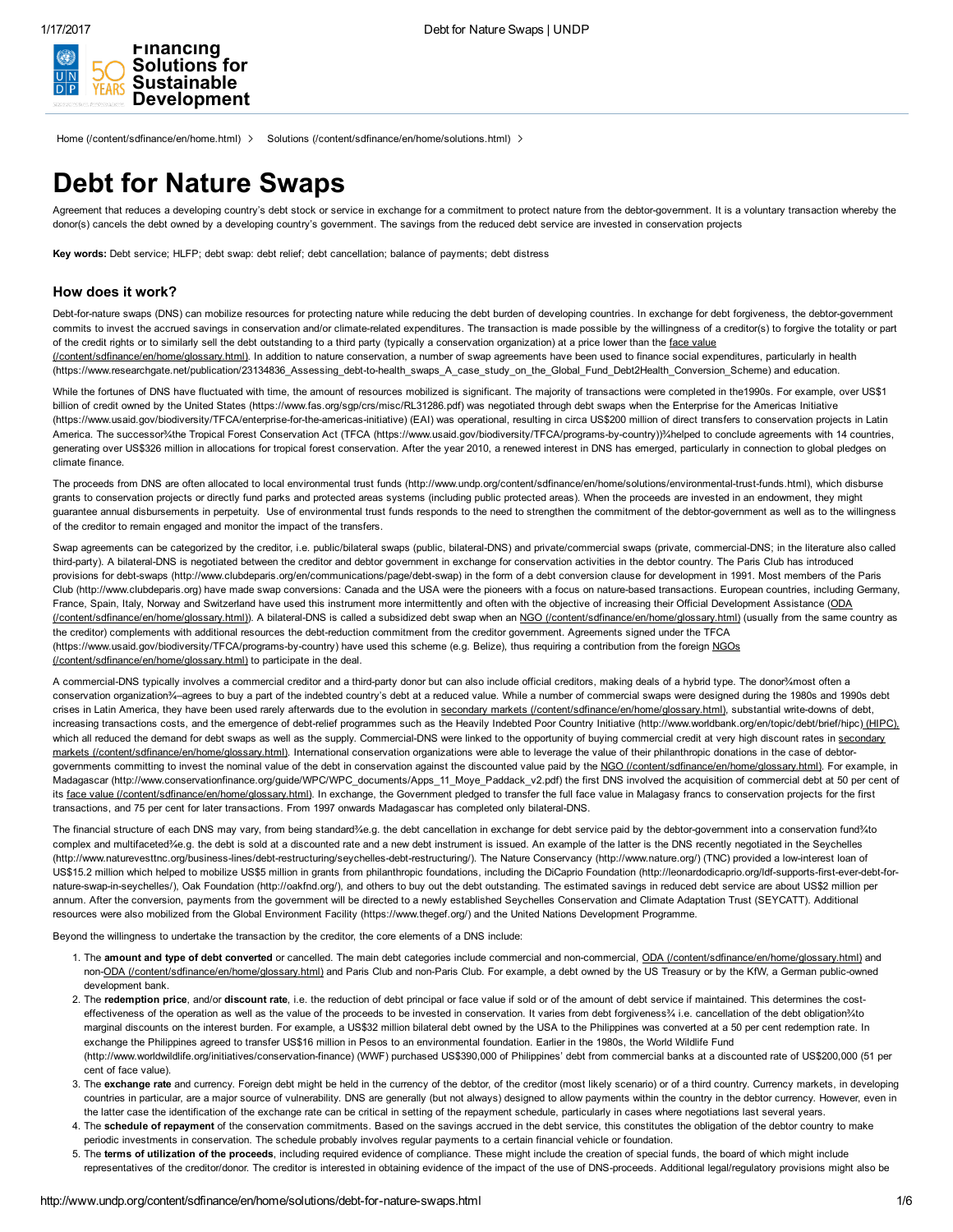# Debt for Nature Swaps

Agreement that reduces a developing country's debt stock or service in exchange for a commitment to protect nature from the debtor-government. It is a voluntary transaction whereby the donor(s) cancels the debt owned by a developing country's government. The savings from the reduced debt service are invested in conservation projects

**Key words:** Debt service; HLFP; debt swap: debt relief; debt cancellation; balance of payments; debt distress

## How does it work?

Debt-for-nature swaps (DNS) can mobilize resources for protecting nature while reducing the debt burden of developing countries. In exchange for debt forgiveness, the debtor-government commits to invest the accrued savings in conservation and/or climate-related expenditures. The transaction is made possible by the willingness of a creditor(s) to forgive the totality or part of the credit rights or to similarly sell the debt outstanding to a third party (typically a conservation organization) at a price lower than the face value (/content/sdfinance/en/home/glossary.html). In addition to nature conservation, a number of swap agreements have been used to finance social expenditures, particularly in health (https://www.researchgate.net/publication/23134836_Assessing_debt-to-health_swaps_A_case_study_on_the_Global_Fund_Debt2Health_Conversion_Scheme) and education.

While the fortunes of DNS have fluctuated with time, the amount of resources mobilized is significant. The majority of transactions were completed in the1990s. For example, over US$1 billion of credit owned by the United States (https://www.fas.org/sgp/crs/misc/RL31286.pdf) was negotiated through debt swaps when the Enterprise for the Americas Initiative (https://www.usaid.gov/biodiversity/TFCA/enterprise-for-the-americas-initiative) (EAI) was operational, resulting in circa US$200 million of direct transfers to conservation projects in Latin America. The successor¾the Tropical Forest Conservation Act (TFCA (https://www.usaid.gov/biodiversity/TFCA/programs-by-country))¾helped to conclude agreements with 14 countries, generating over US$326 million in allocations for tropical forest conservation. After the year 2010, a renewed interest in DNS has emerged, particularly in connection to global pledges on climate finance.

The proceeds from DNS are often allocated to local environmental trust funds (http://www.undp.org/content/sdfinance/en/home/solutions/environmental-trust-funds.html), which disburse grants to conservation projects or directly fund parks and protected areas systems (including public protected areas). When the proceeds are invested in an endowment, they might guarantee annual disbursements in perpetuity. Use of environmental trust funds responds to the need to strengthen the commitment of the debtor-government as well as to the willingness of the creditor to remain engaged and monitor the impact of the transfers.

Swap agreements can be categorized by the creditor, i.e. public/bilateral swaps (public, bilateral-DNS) and private/commercial swaps (private, commercial-DNS; in the literature also called third-party). A bilateral-DNS is negotiated between the creditor and debtor government in exchange for conservation activities in the debtor country. The Paris Club has introduced provisions for debt-swaps (http://www.clubdeparis.org/en/communications/page/debt-swap) in the form of a debt conversion clause for development in 1991. Most members of the Paris Club (http://www.clubdeparis.org) have made swap conversions: Canada and the USA were the pioneers with a focus on nature-based transactions. European countries, including Germany, France, Spain, Italy, Norway and Switzerland have used this instrument more intermittently and often with the objective of increasing their Official Development Assistance (ODA (/content/sdfinance/en/home/glossary.html)). A bilateral-DNS is called a subsidized debt swap when an NGO (/content/sdfinance/en/home/glossary.html) (usually from the same country as the creditor) complements with additional resources the debt-reduction commitment from the creditor government. Agreements signed under the TFCA (https://www.usaid.gov/biodiversity/TFCA/programs-by-country) have used this scheme (e.g. Belize), thus requiring a contribution from the foreign NGOs (/content/sdfinance/en/home/glossary.html) to participate in the deal.

A commercial-DNS typically involves a commercial creditor and a third-party donor but can also include official creditors, making deals of a hybrid type. The donor¾most often a conservation organization¾–agrees to buy a part of the indebted country's debt at a reduced value. While a number of commercial swaps were designed during the 1980s and 1990s debt crises in Latin America, they have been used rarely afterwards due to the evolution in secondary markets (/content/sdfinance/en/home/glossary.html), substantial write-downs of debt, increasing transactions costs, and the emergence of debt-relief programmes such as the Heavily Indebted Poor Country Initiative (http://www.worldbank.org/en/topic/debt/brief/hipc) (HIPC), which all reduced the demand for debt swaps as well as the supply. Commercial-DNS were linked to the opportunity of buying commercial credit at very high discount rates in secondary markets (/content/sdfinance/en/home/glossary.html). International conservation organizations were able to leverage the value of their philanthropic donations in the case of debtor-governments committing to invest the nominal value of the debt in conservation against the discounted value paid by the NGO (/content/sdfinance/en/home/glossary.html). For example, in Madagascar (http://www.conservationfinance.org/guide/WPC/WPC_documents/Apps_11_Moye_Paddack_v2.pdf) the first DNS involved the acquisition of commercial debt at 50 per cent of its face value (/content/sdfinance/en/home/glossary.html). In exchange, the Government pledged to transfer the full face value in Malagasy francs to conservation projects for the first transactions, and 75 per cent for later transactions. From 1997 onwards Madagascar has completed only bilateral-DNS.

The financial structure of each DNS may vary, from being standard¾e.g. the debt cancellation in exchange for debt service paid by the debtor-government into a conservation fund¾to complex and multifaceted¾e.g. the debt is sold at a discounted rate and a new debt instrument is issued. An example of the latter is the DNS recently negotiated in the Seychelles (http://www.naturevesttnc.org/business-lines/debt-restructuring/seychelles-debt-restructuring/). The Nature Conservancy (http://www.nature.org/) (TNC) provided a low-interest loan of US$15.2 million which helped to mobilize US$5 million in grants from philanthropic foundations, including the DiCaprio Foundation (http://leonardodicaprio.org/ldf-supports-first-ever-debt-for-nature-swap-in-seychelles/), Oak Foundation (http://oakfnd.org/), and others to buy out the debt outstanding. The estimated savings in reduced debt service are about US$2 million per annum. After the conversion, payments from the government will be directed to a newly established Seychelles Conservation and Climate Adaptation Trust (SEYCATT). Additional resources were also mobilized from the Global Environment Facility (https://www.thegef.org/) and the United Nations Development Programme.

Beyond the willingness to undertake the transaction by the creditor, the core elements of a DNS include:

1. The **amount and type of debt converted** or cancelled. The main debt categories include commercial and non-commercial, ODA (/content/sdfinance/en/home/glossary.html) and non-ODA (/content/sdfinance/en/home/glossary.html) and Paris Club and non-Paris Club. For example, a debt owned by the US Treasury or by the KfW, a German public-owned development bank.
2. The **redemption price**, and/or **discount rate**, i.e. the reduction of debt principal or face value if sold or of the amount of debt service if maintained. This determines the cost-effectiveness of the operation as well as the value of the proceeds to be invested in conservation. It varies from debt forgiveness¾ i.e. cancellation of the debt obligation¾to marginal discounts on the interest burden. For example, a US$32 million bilateral debt owned by the USA to the Philippines was converted at a 50 per cent redemption rate. In exchange the Philippines agreed to transfer US$16 million in Pesos to an environmental foundation. Earlier in the 1980s, the World Wildlife Fund (http://www.worldwildlife.org/initiatives/conservation-finance) (WWF) purchased US$390,000 of Philippines' debt from commercial banks at a discounted rate of US$200,000 (51 per cent of face value).
3. The **exchange rate** and currency. Foreign debt might be held in the currency of the debtor, of the creditor (most likely scenario) or of a third country. Currency markets, in developing countries in particular, are a major source of vulnerability. DNS are generally (but not always) designed to allow payments within the country in the debtor currency. However, even in the latter case the identification of the exchange rate can be critical in setting of the repayment schedule, particularly in cases where negotiations last several years.
4. The **schedule of repayment** of the conservation commitments. Based on the savings accrued in the debt service, this constitutes the obligation of the debtor country to make periodic investments in conservation. The schedule probably involves regular payments to a certain financial vehicle or foundation.
5. The **terms of utilization of the proceeds**, including required evidence of compliance. These might include the creation of special funds, the board of which might include representatives of the creditor/donor. The creditor is interested in obtaining evidence of the impact of the use of DNS-proceeds. Additional legal/regulatory provisions might also be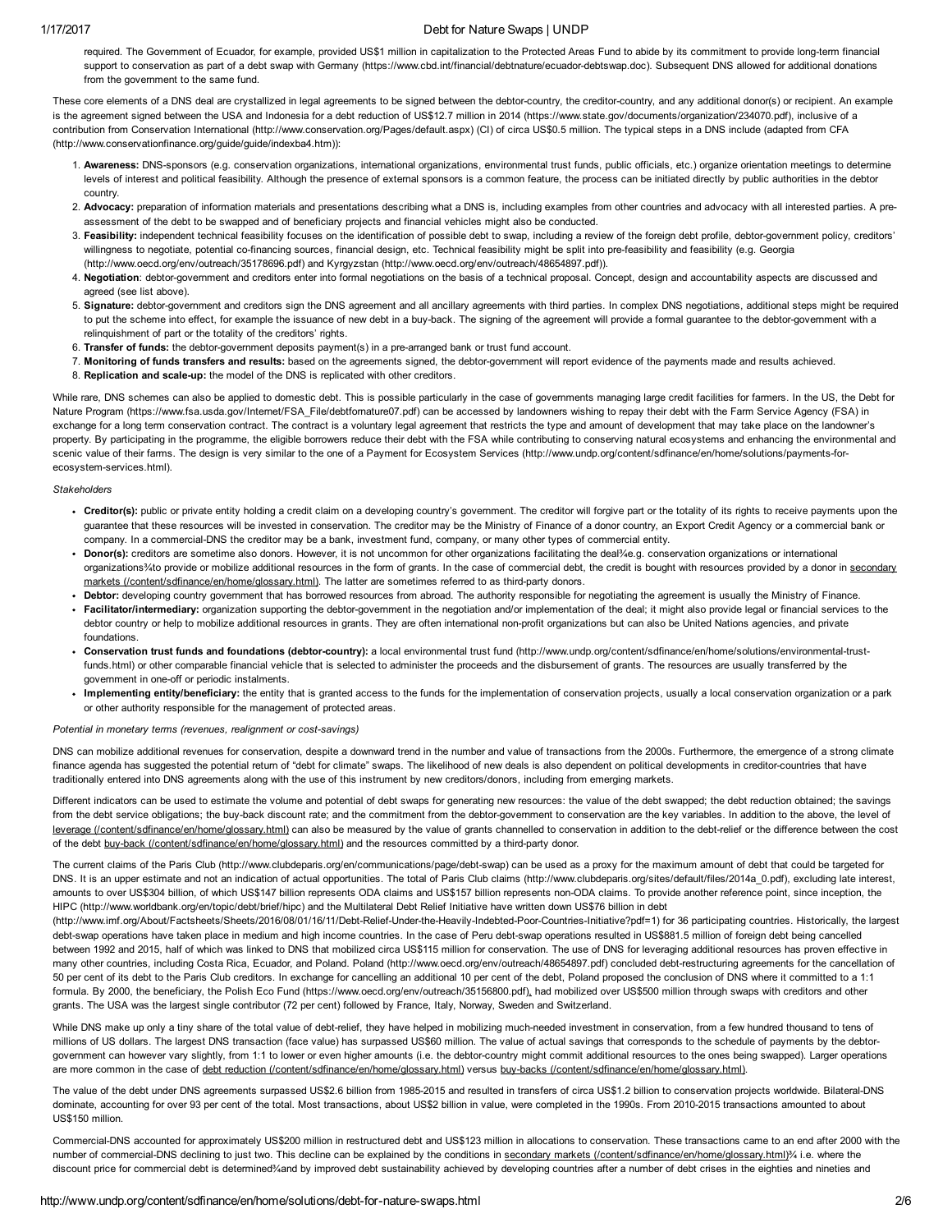required. The Government of Ecuador, for example, provided US$1 million in capitalization to the Protected Areas Fund to abide by its commitment to provide long-term financial support to conservation as part of a debt swap with Germany (https://www.cbd.int/financial/debtnature/ecuador-debtswap.doc). Subsequent DNS allowed for additional donations from the government to the same fund.

These core elements of a DNS deal are crystallized in legal agreements to be signed between the debtor-country, the creditor-country, and any additional donor(s) or recipient. An example is the agreement signed between the USA and Indonesia for a debt reduction of US$12.7 million in 2014 (https://www.state.gov/documents/organization/234070.pdf), inclusive of a contribution from Conservation International (http://www.conservation.org/Pages/default.aspx) (CI) of circa US$0.5 million. The typical steps in a DNS include (adapted from CFA (http://www.conservationfinance.org/guide/guide/indexba4.htm)):

1. **Awareness:** DNS-sponsors (e.g. conservation organizations, international organizations, environmental trust funds, public officials, etc.) organize orientation meetings to determine levels of interest and political feasibility. Although the presence of external sponsors is a common feature, the process can be initiated directly by public authorities in the debtor country.
2. **Advocacy:** preparation of information materials and presentations describing what a DNS is, including examples from other countries and advocacy with all interested parties. A pre-assessment of the debt to be swapped and of beneficiary projects and financial vehicles might also be conducted.
3. **Feasibility:** independent technical feasibility focuses on the identification of possible debt to swap, including a review of the foreign debt profile, debtor-government policy, creditors' willingness to negotiate, potential co-financing sources, financial design, etc. Technical feasibility might be split into pre-feasibility and feasibility (e.g. Georgia (http://www.oecd.org/env/outreach/35178696.pdf) and Kyrgyzstan (http://www.oecd.org/env/outreach/48654897.pdf)).
4. **Negotiation**: debtor-government and creditors enter into formal negotiations on the basis of a technical proposal. Concept, design and accountability aspects are discussed and agreed (see list above).
5. **Signature:** debtor-government and creditors sign the DNS agreement and all ancillary agreements with third parties. In complex DNS negotiations, additional steps might be required to put the scheme into effect, for example the issuance of new debt in a buy-back. The signing of the agreement will provide a formal guarantee to the debtor-government with a relinquishment of part or the totality of the creditors' rights.
6. **Transfer of funds:** the debtor-government deposits payment(s) in a pre-arranged bank or trust fund account.
7. **Monitoring of funds transfers and results:** based on the agreements signed, the debtor-government will report evidence of the payments made and results achieved.
8. **Replication and scale-up:** the model of the DNS is replicated with other creditors.

While rare, DNS schemes can also be applied to domestic debt. This is possible particularly in the case of governments managing large credit facilities for farmers. In the US, the Debt for Nature Program (https://www.fsa.usda.gov/Internet/FSA_File/debtfornature07.pdf) can be accessed by landowners wishing to repay their debt with the Farm Service Agency (FSA) in exchange for a long term conservation contract. The contract is a voluntary legal agreement that restricts the type and amount of development that may take place on the landowner's property. By participating in the programme, the eligible borrowers reduce their debt with the FSA while contributing to conserving natural ecosystems and enhancing the environmental and scenic value of their farms. The design is very similar to the one of a Payment for Ecosystem Services (http://www.undp.org/content/sdfinance/en/home/solutions/payments-for-ecosystem-services.html).

*Stakeholders*

- **Creditor(s):** public or private entity holding a credit claim on a developing country's government. The creditor will forgive part or the totality of its rights to receive payments upon the guarantee that these resources will be invested in conservation. The creditor may be the Ministry of Finance of a donor country, an Export Credit Agency or a commercial bank or company. In a commercial-DNS the creditor may be a bank, investment fund, company, or many other types of commercial entity.
- **Donor(s):** creditors are sometime also donors. However, it is not uncommon for other organizations facilitating the deal¾e.g. conservation organizations or international organizations¾to provide or mobilize additional resources in the form of grants. In the case of commercial debt, the credit is bought with resources provided by a donor in secondary markets (/content/sdfinance/en/home/glossary.html). The latter are sometimes referred to as third-party donors.
- **Debtor:** developing country government that has borrowed resources from abroad. The authority responsible for negotiating the agreement is usually the Ministry of Finance.
- **Facilitator/intermediary:** organization supporting the debtor-government in the negotiation and/or implementation of the deal; it might also provide legal or financial services to the debtor country or help to mobilize additional resources in grants. They are often international non-profit organizations but can also be United Nations agencies, and private foundations.
- **Conservation trust funds and foundations (debtor-country):** a local environmental trust fund (http://www.undp.org/content/sdfinance/en/home/solutions/environmental-trust-funds.html) or other comparable financial vehicle that is selected to administer the proceeds and the disbursement of grants. The resources are usually transferred by the government in one-off or periodic instalments.
- **Implementing entity/beneficiary:** the entity that is granted access to the funds for the implementation of conservation projects, usually a local conservation organization or a park or other authority responsible for the management of protected areas.

*Potential in monetary terms (revenues, realignment or cost-savings)*

DNS can mobilize additional revenues for conservation, despite a downward trend in the number and value of transactions from the 2000s. Furthermore, the emergence of a strong climate finance agenda has suggested the potential return of "debt for climate" swaps. The likelihood of new deals is also dependent on political developments in creditor-countries that have traditionally entered into DNS agreements along with the use of this instrument by new creditors/donors, including from emerging markets.

Different indicators can be used to estimate the volume and potential of debt swaps for generating new resources: the value of the debt swapped; the debt reduction obtained; the savings from the debt service obligations; the buy-back discount rate; and the commitment from the debtor-government to conservation are the key variables. In addition to the above, the level of leverage (/content/sdfinance/en/home/glossary.html) can also be measured by the value of grants channelled to conservation in addition to the debt-relief or the difference between the cost of the debt buy-back (/content/sdfinance/en/home/glossary.html) and the resources committed by a third-party donor.

The current claims of the Paris Club (http://www.clubdeparis.org/en/communications/page/debt-swap) can be used as a proxy for the maximum amount of debt that could be targeted for DNS. It is an upper estimate and not an indication of actual opportunities. The total of Paris Club claims (http://www.clubdeparis.org/sites/default/files/2014a_0.pdf), excluding late interest, amounts to over US$304 billion, of which US$147 billion represents ODA claims and US$157 billion represents non-ODA claims. To provide another reference point, since inception, the HIPC (http://www.worldbank.org/en/topic/debt/brief/hipc) and the Multilateral Debt Relief Initiative have written down US$76 billion in debt (http://www.imf.org/About/Factsheets/Sheets/2016/08/01/16/11/Debt-Relief-Under-the-Heavily-Indebted-Poor-Countries-Initiative?pdf=1) for 36 participating countries. Historically, the largest debt-swap operations have taken place in medium and high income countries. In the case of Peru debt-swap operations resulted in US$881.5 million of foreign debt being cancelled between 1992 and 2015, half of which was linked to DNS that mobilized circa US$115 million for conservation. The use of DNS for leveraging additional resources has proven effective in many other countries, including Costa Rica, Ecuador, and Poland. Poland (http://www.oecd.org/env/outreach/48654897.pdf) concluded debt-restructuring agreements for the cancellation of 50 per cent of its debt to the Paris Club creditors. In exchange for cancelling an additional 10 per cent of the debt, Poland proposed the conclusion of DNS where it committed to a 1:1 formula. By 2000, the beneficiary, the Polish Eco Fund (https://www.oecd.org/env/outreach/35156800.pdf), had mobilized over US$500 million through swaps with creditors and other grants. The USA was the largest single contributor (72 per cent) followed by France, Italy, Norway, Sweden and Switzerland.

While DNS make up only a tiny share of the total value of debt-relief, they have helped in mobilizing much-needed investment in conservation, from a few hundred thousand to tens of millions of US dollars. The largest DNS transaction (face value) has surpassed US$60 million. The value of actual savings that corresponds to the schedule of payments by the debtor-government can however vary slightly, from 1:1 to lower or even higher amounts (i.e. the debtor-country might commit additional resources to the ones being swapped). Larger operations are more common in the case of debt reduction (/content/sdfinance/en/home/glossary.html) versus buy-backs (/content/sdfinance/en/home/glossary.html).

The value of the debt under DNS agreements surpassed US$2.6 billion from 1985-2015 and resulted in transfers of circa US$1.2 billion to conservation projects worldwide. Bilateral-DNS dominate, accounting for over 93 per cent of the total. Most transactions, about US$2 billion in value, were completed in the 1990s. From 2010-2015 transactions amounted to about US$150 million.

Commercial-DNS accounted for approximately US$200 million in restructured debt and US$123 million in allocations to conservation. These transactions came to an end after 2000 with the number of commercial-DNS declining to just two. This decline can be explained by the conditions in secondary markets (/content/sdfinance/en/home/glossary.html)¾ i.e. where the discount price for commercial debt is determined¾and by improved debt sustainability achieved by developing countries after a number of debt crises in the eighties and nineties and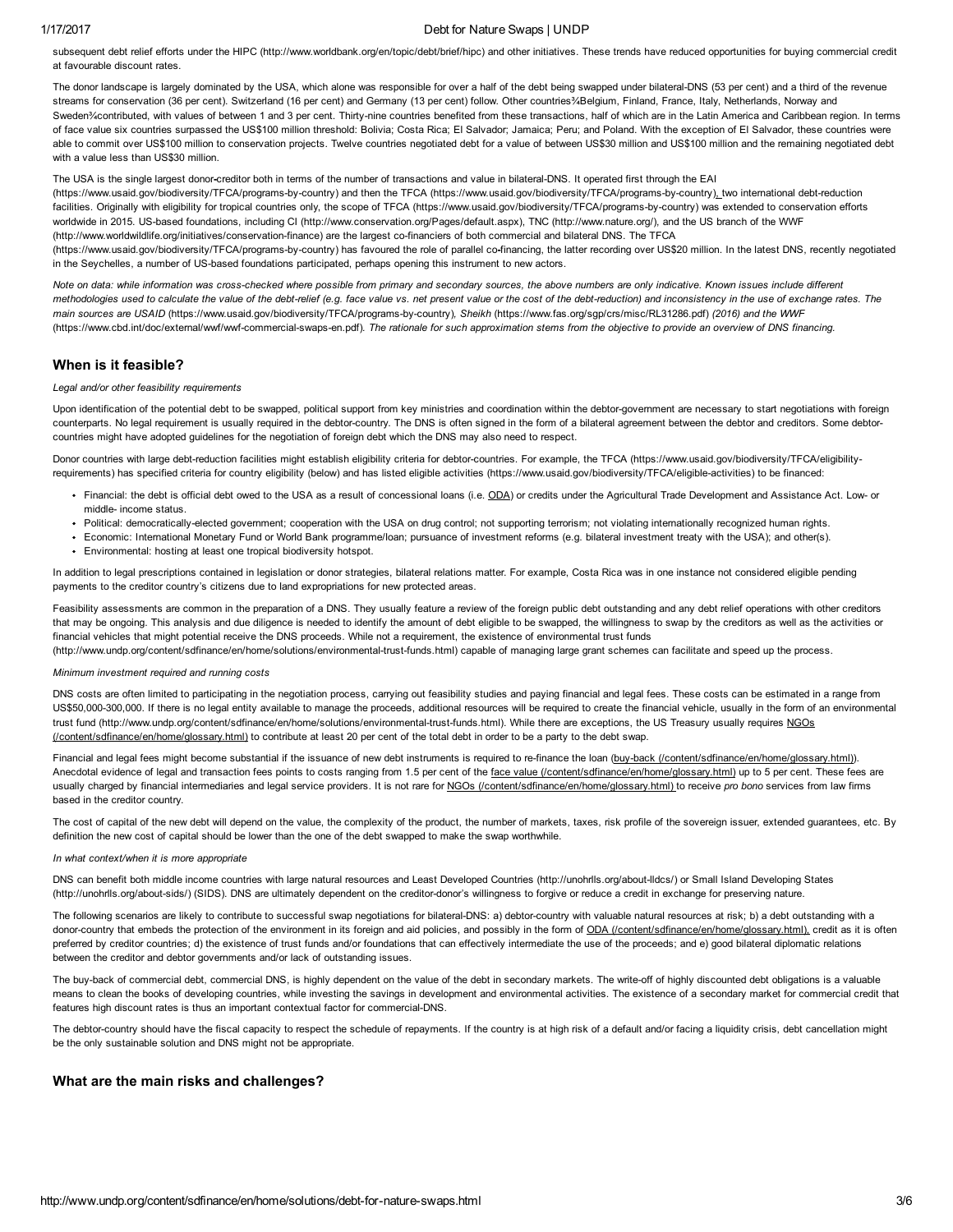subsequent debt relief efforts under the HIPC (http://www.worldbank.org/en/topic/debt/brief/hipc) and other initiatives. These trends have reduced opportunities for buying commercial credit at favourable discount rates.

The donor landscape is largely dominated by the USA, which alone was responsible for over a half of the debt being swapped under bilateral-DNS (53 per cent) and a third of the revenue streams for conservation (36 per cent). Switzerland (16 per cent) and Germany (13 per cent) follow. Other countries¾Belgium, Finland, France, Italy, Netherlands, Norway and Sweden¾contributed, with values of between 1 and 3 per cent. Thirty-nine countries benefited from these transactions, half of which are in the Latin America and Caribbean region. In terms of face value six countries surpassed the US$100 million threshold: Bolivia; Costa Rica; El Salvador; Jamaica; Peru; and Poland. With the exception of El Salvador, these countries were able to commit over US$100 million to conservation projects. Twelve countries negotiated debt for a value of between US$30 million and US$100 million and the remaining negotiated debt with a value less than US$30 million.

The USA is the single largest donor-creditor both in terms of the number of transactions and value in bilateral-DNS. It operated first through the EAI (https://www.usaid.gov/biodiversity/TFCA/programs-by-country) and then the TFCA (https://www.usaid.gov/biodiversity/TFCA/programs-by-country), two international debt-reduction facilities. Originally with eligibility for tropical countries only, the scope of TFCA (https://www.usaid.gov/biodiversity/TFCA/programs-by-country) was extended to conservation efforts worldwide in 2015. US-based foundations, including CI (http://www.conservation.org/Pages/default.aspx), TNC (http://www.nature.org/), and the US branch of the WWF (http://www.worldwildlife.org/initiatives/conservation-finance) are the largest co-financiers of both commercial and bilateral DNS. The TFCA (https://www.usaid.gov/biodiversity/TFCA/programs-by-country) has favoured the role of parallel co-financing, the latter recording over US$20 million. In the latest DNS, recently negotiated in the Seychelles, a number of US-based foundations participated, perhaps opening this instrument to new actors.

*Note on data: while information was cross-checked where possible from primary and secondary sources, the above numbers are only indicative. Known issues include different methodologies used to calculate the value of the debt-relief (e.g. face value vs. net present value or the cost of the debt-reduction) and inconsistency in the use of exchange rates. The main sources are USAID* (https://www.usaid.gov/biodiversity/TFCA/programs-by-country)*, Sheikh* (https://www.fas.org/sgp/crs/misc/RL31286.pdf) *(2016) and the WWF* (https://www.cbd.int/doc/external/wwf/wwf-commercial-swaps-en.pdf)*. The rationale for such approximation stems from the objective to provide an overview of DNS financing.*

## When is it feasible?

*Legal and/or other feasibility requirements*

Upon identification of the potential debt to be swapped, political support from key ministries and coordination within the debtor-government are necessary to start negotiations with foreign counterparts. No legal requirement is usually required in the debtor-country. The DNS is often signed in the form of a bilateral agreement between the debtor and creditors. Some debtor-countries might have adopted guidelines for the negotiation of foreign debt which the DNS may also need to respect.

Donor countries with large debt-reduction facilities might establish eligibility criteria for debtor-countries. For example, the TFCA (https://www.usaid.gov/biodiversity/TFCA/eligibility-requirements) has specified criteria for country eligibility (below) and has listed eligible activities (https://www.usaid.gov/biodiversity/TFCA/eligible-activities) to be financed:

- Financial: the debt is official debt owed to the USA as a result of concessional loans (i.e. ODA) or credits under the Agricultural Trade Development and Assistance Act. Low- or middle- income status.
- Political: democratically-elected government; cooperation with the USA on drug control; not supporting terrorism; not violating internationally recognized human rights.
- Economic: International Monetary Fund or World Bank programme/loan; pursuance of investment reforms (e.g. bilateral investment treaty with the USA); and other(s).
- Environmental: hosting at least one tropical biodiversity hotspot.

In addition to legal prescriptions contained in legislation or donor strategies, bilateral relations matter. For example, Costa Rica was in one instance not considered eligible pending payments to the creditor country's citizens due to land expropriations for new protected areas.

Feasibility assessments are common in the preparation of a DNS. They usually feature a review of the foreign public debt outstanding and any debt relief operations with other creditors that may be ongoing. This analysis and due diligence is needed to identify the amount of debt eligible to be swapped, the willingness to swap by the creditors as well as the activities or financial vehicles that might potential receive the DNS proceeds. While not a requirement, the existence of environmental trust funds (http://www.undp.org/content/sdfinance/en/home/solutions/environmental-trust-funds.html) capable of managing large grant schemes can facilitate and speed up the process.

*Minimum investment required and running costs*

DNS costs are often limited to participating in the negotiation process, carrying out feasibility studies and paying financial and legal fees. These costs can be estimated in a range from US$50,000-300,000. If there is no legal entity available to manage the proceeds, additional resources will be required to create the financial vehicle, usually in the form of an environmental trust fund (http://www.undp.org/content/sdfinance/en/home/solutions/environmental-trust-funds.html). While there are exceptions, the US Treasury usually requires NGOs (/content/sdfinance/en/home/glossary.html) to contribute at least 20 per cent of the total debt in order to be a party to the debt swap.

Financial and legal fees might become substantial if the issuance of new debt instruments is required to re-finance the loan (buy-back (/content/sdfinance/en/home/glossary.html)). Anecdotal evidence of legal and transaction fees points to costs ranging from 1.5 per cent of the face value (/content/sdfinance/en/home/glossary.html) up to 5 per cent. These fees are usually charged by financial intermediaries and legal service providers. It is not rare for NGOs (/content/sdfinance/en/home/glossary.html) to receive *pro bono* services from law firms based in the creditor country.

The cost of capital of the new debt will depend on the value, the complexity of the product, the number of markets, taxes, risk profile of the sovereign issuer, extended guarantees, etc. By definition the new cost of capital should be lower than the one of the debt swapped to make the swap worthwhile.

*In what context/when it is more appropriate*

DNS can benefit both middle income countries with large natural resources and Least Developed Countries (http://unohrlls.org/about-lldcs/) or Small Island Developing States (http://unohrlls.org/about-sids/) (SIDS). DNS are ultimately dependent on the creditor-donor's willingness to forgive or reduce a credit in exchange for preserving nature.

The following scenarios are likely to contribute to successful swap negotiations for bilateral-DNS: a) debtor-country with valuable natural resources at risk; b) a debt outstanding with a donor-country that embeds the protection of the environment in its foreign and aid policies, and possibly in the form of ODA (/content/sdfinance/en/home/glossary.html), credit as it is often preferred by creditor countries; d) the existence of trust funds and/or foundations that can effectively intermediate the use of the proceeds; and e) good bilateral diplomatic relations between the creditor and debtor governments and/or lack of outstanding issues.

The buy-back of commercial debt, commercial DNS, is highly dependent on the value of the debt in secondary markets. The write-off of highly discounted debt obligations is a valuable means to clean the books of developing countries, while investing the savings in development and environmental activities. The existence of a secondary market for commercial credit that features high discount rates is thus an important contextual factor for commercial-DNS.

The debtor-country should have the fiscal capacity to respect the schedule of repayments. If the country is at high risk of a default and/or facing a liquidity crisis, debt cancellation might be the only sustainable solution and DNS might not be appropriate.

## What are the main risks and challenges?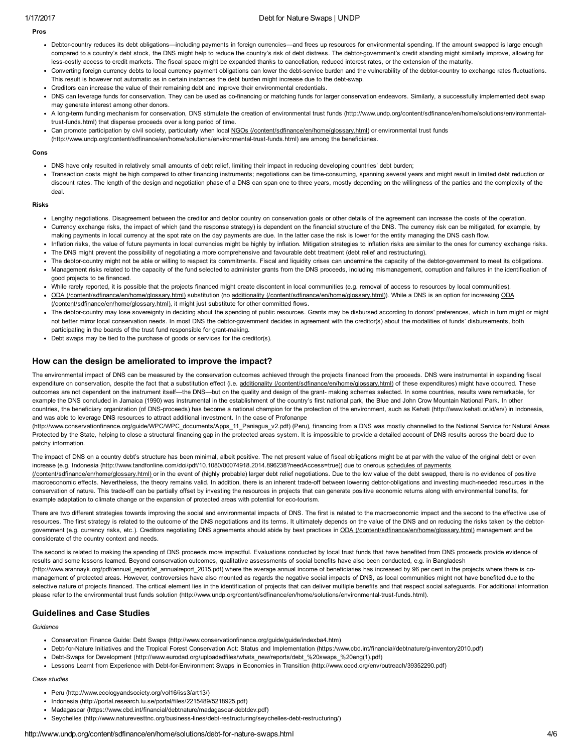**Pros**

- Debtor-country reduces its debt obligations—including payments in foreign currencies—and frees up resources for environmental spending. If the amount swapped is large enough compared to a country's debt stock, the DNS might help to reduce the country's risk of debt distress. The debtor-government's credit standing might similarly improve, allowing for less-costly access to credit markets. The fiscal space might be expanded thanks to cancellation, reduced interest rates, or the extension of the maturity.
- Converting foreign currency debts to local currency payment obligations can lower the debt-service burden and the vulnerability of the debtor-country to exchange rates fluctuations. This result is however not automatic as in certain instances the debt burden might increase due to the debt-swap.
- Creditors can increase the value of their remaining debt and improve their environmental credentials.
- DNS can leverage funds for conservation. They can be used as co-financing or matching funds for larger conservation endeavors. Similarly, a successfully implemented debt swap may generate interest among other donors.
- A long-term funding mechanism for conservation, DNS stimulate the creation of environmental trust funds (http://www.undp.org/content/sdfinance/en/home/solutions/environmental-trust-funds.html) that dispense proceeds over a long period of time.
- Can promote participation by civil society, particularly when local NGOs (/content/sdfinance/en/home/glossary.html) or environmental trust funds (http://www.undp.org/content/sdfinance/en/home/solutions/environmental-trust-funds.html) are among the beneficiaries.

**Cons**

- DNS have only resulted in relatively small amounts of debt relief, limiting their impact in reducing developing countries' debt burden;
- Transaction costs might be high compared to other financing instruments; negotiations can be time-consuming, spanning several years and might result in limited debt reduction or discount rates. The length of the design and negotiation phase of a DNS can span one to three years, mostly depending on the willingness of the parties and the complexity of the deal.

**Risks**

- Lengthy negotiations. Disagreement between the creditor and debtor country on conservation goals or other details of the agreement can increase the costs of the operation.
- Currency exchange risks, the impact of which (and the response strategy) is dependent on the financial structure of the DNS. The currency risk can be mitigated, for example, by making payments in local currency at the spot rate on the day payments are due. In the latter case the risk is lower for the entity managing the DNS cash flow.
- Inflation risks, the value of future payments in local currencies might be highly by inflation. Mitigation strategies to inflation risks are similar to the ones for currency exchange risks.
- The DNS might prevent the possibility of negotiating a more comprehensive and favourable debt treatment (debt relief and restructuring).
- The debtor-country might not be able or willing to respect its commitments. Fiscal and liquidity crises can undermine the capacity of the debtor-government to meet its obligations.
- Management risks related to the capacity of the fund selected to administer grants from the DNS proceeds, including mismanagement, corruption and failures in the identification of good projects to be financed.
- While rarely reported, it is possible that the projects financed might create discontent in local communities (e.g. removal of access to resources by local communities).
- ODA (/content/sdfinance/en/home/glossary.html) substitution (no additionality (/content/sdfinance/en/home/glossary.html)). While a DNS is an option for increasing ODA (/content/sdfinance/en/home/glossary.html), it might just substitute for other committed flows.
- The debtor-country may lose sovereignty in deciding about the spending of public resources. Grants may be disbursed according to donors' preferences, which in turn might or might not better mirror local conservation needs. In most DNS the debtor-government decides in agreement with the creditor(s) about the modalities of funds' disbursements, both participating in the boards of the trust fund responsible for grant-making.
- Debt swaps may be tied to the purchase of goods or services for the creditor(s).

## How can the design be ameliorated to improve the impact?

The environmental impact of DNS can be measured by the conservation outcomes achieved through the projects financed from the proceeds. DNS were instrumental in expanding fiscal expenditure on conservation, despite the fact that a substitution effect (i.e. additionality (/content/sdfinance/en/home/glossary.html) of these expenditures) might have occurred. These outcomes are not dependent on the instrument itself—the DNS—but on the quality and design of the grant- making schemes selected. In some countries, results were remarkable, for example the DNS concluded in Jamaica (1990) was instrumental in the establishment of the country's first national park, the Blue and John Crow Mountain National Park. In other countries, the beneficiary organization (of DNS-proceeds) has become a national champion for the protection of the environment, such as Kehati (http://www.kehati.or.id/en/) in Indonesia, and was able to leverage DNS resources to attract additional investment. In the case of Profonanpe (http://www.conservationfinance.org/guide/WPC/WPC_documents/Apps_11_Paniagua_v2.pdf) (Peru), financing from a DNS was mostly channelled to the National Service for Natural Areas Protected by the State, helping to close a structural financing gap in the protected areas system. It is impossible to provide a detailed account of DNS results across the board due to patchy information.

The impact of DNS on a country debt's structure has been minimal, albeit positive. The net present value of fiscal obligations might be at par with the value of the original debt or even increase (e.g. Indonesia (http://www.tandfonline.com/doi/pdf/10.1080/00074918.2014.896238?needAccess=true)) due to onerous schedules of payments (/content/sdfinance/en/home/glossary.html) or in the event of (highly probable) larger debt relief negotiations. Due to the low value of the debt swapped, there is no evidence of positive macroeconomic effects. Nevertheless, the theory remains valid. In addition, there is an inherent trade-off between lowering debtor-obligations and investing much-needed resources in the conservation of nature. This trade-off can be partially offset by investing the resources in projects that can generate positive economic returns along with environmental benefits, for example adaptation to climate change or the expansion of protected areas with potential for eco-tourism.

There are two different strategies towards improving the social and environmental impacts of DNS. The first is related to the macroeconomic impact and the second to the effective use of resources. The first strategy is related to the outcome of the DNS negotiations and its terms. It ultimately depends on the value of the DNS and on reducing the risks taken by the debtor-government (e.g. currency risks, etc.). Creditors negotiating DNS agreements should abide by best practices in ODA (/content/sdfinance/en/home/glossary.html) management and be considerate of the country context and needs.

The second is related to making the spending of DNS proceeds more impactful. Evaluations conducted by local trust funds that have benefited from DNS proceeds provide evidence of results and some lessons learned. Beyond conservation outcomes, qualitative assessments of social benefits have also been conducted, e.g. in Bangladesh (http://www.arannayk.org/pdf/annual_report/af_annualreport_2015.pdf) where the average annual income of beneficiaries has increased by 96 per cent in the projects where there is co-management of protected areas. However, controversies have also mounted as regards the negative social impacts of DNS, as local communities might not have benefited due to the selective nature of projects financed. The critical element lies in the identification of projects that can deliver multiple benefits and that respect social safeguards. For additional information please refer to the environmental trust funds solution (http://www.undp.org/content/sdfinance/en/home/solutions/environmental-trust-funds.html).

## Guidelines and Case Studies

*Guidance*

- Conservation Finance Guide: Debt Swaps (http://www.conservationfinance.org/guide/guide/indexba4.htm)
- Debt-for-Nature Initiatives and the Tropical Forest Conservation Act: Status and Implementation (https:/www.cbd.int/financial/debtnature/g-inventory2010.pdf)
- Debt-Swaps for Development (http://www.eurodad.org/uploadedfiles/whats_new/reports/debt_%20swaps_%20eng(1).pdf)
- Lessons Learnt from Experience with Debt-for-Environment Swaps in Economies in Transition (http://www.oecd.org/env/outreach/39352290.pdf)

*Case studies*

- Peru (http://www.ecologyandsociety.org/vol16/iss3/art13/)
- Indonesia (http://portal.research.lu.se/portal/files/2215489/5218925.pdf)
- Madagascar (https://www.cbd.int/financial/debtnature/madagascar-debtdev.pdf)
- Seychelles (http://www.naturevesttnc.org/business-lines/debt-restructuring/seychelles-debt-restructuring/)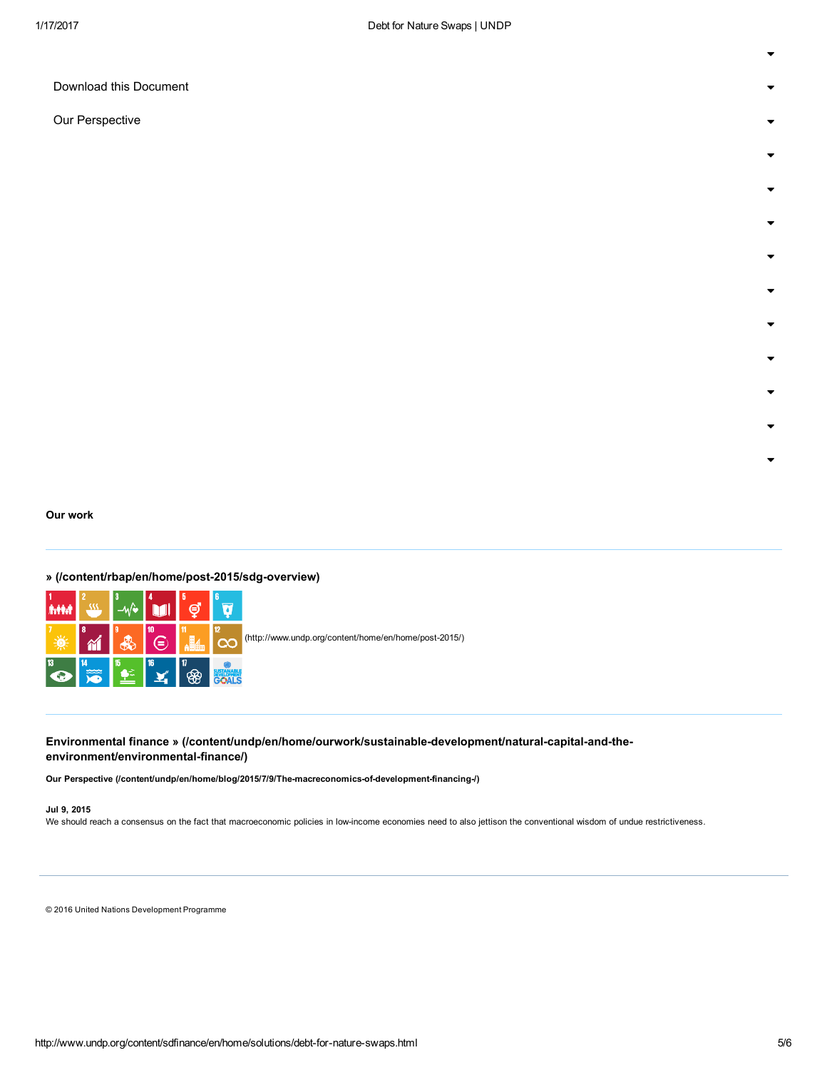Download this Document

Our Perspective

**Our work**

---

**» (/content/rbap/en/home/post-2015/sdg-overview)**

(http://www.undp.org/content/home/en/home/post-2015/)

---

**Environmental finance » (/content/undp/en/home/ourwork/sustainable-development/natural-capital-and-the-environment/environmental-finance/)**

**Our Perspective (/content/undp/en/home/blog/2015/7/9/The-macreconomics-of-development-financing-/)**

**Jul 9, 2015**
We should reach a consensus on the fact that macroeconomic policies in low-income economies need to also jettison the conventional wisdom of undue restrictiveness.

---

© 2016 United Nations Development Programme